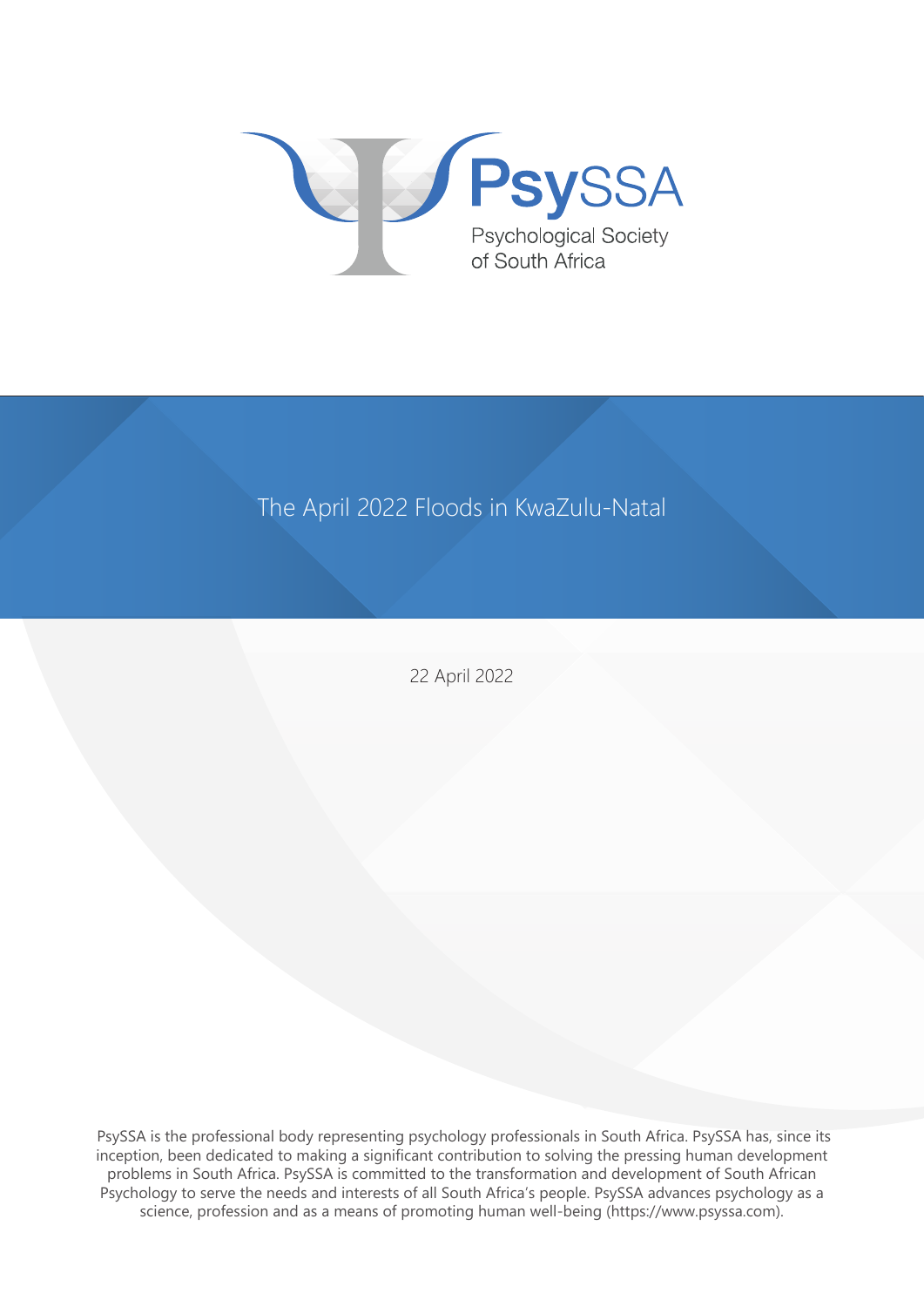PsySSA

Psychological Society of South Africa

# The April 2022 Floods in KwaZulu-Natal

22 April 2022

PsySSA is the professional body representing psychology professionals in South Africa. PsySSA has, since its inception, been dedicated to making a significant contribution to solving the pressing human development problems in South Africa. PsySSA is committed to the transformation and development of South African Psychology to serve the needs and interests of all South Africa's people. PsySSA advances psychology as a science, profession and as a means of promoting human well-being (https://www.psyssa.com).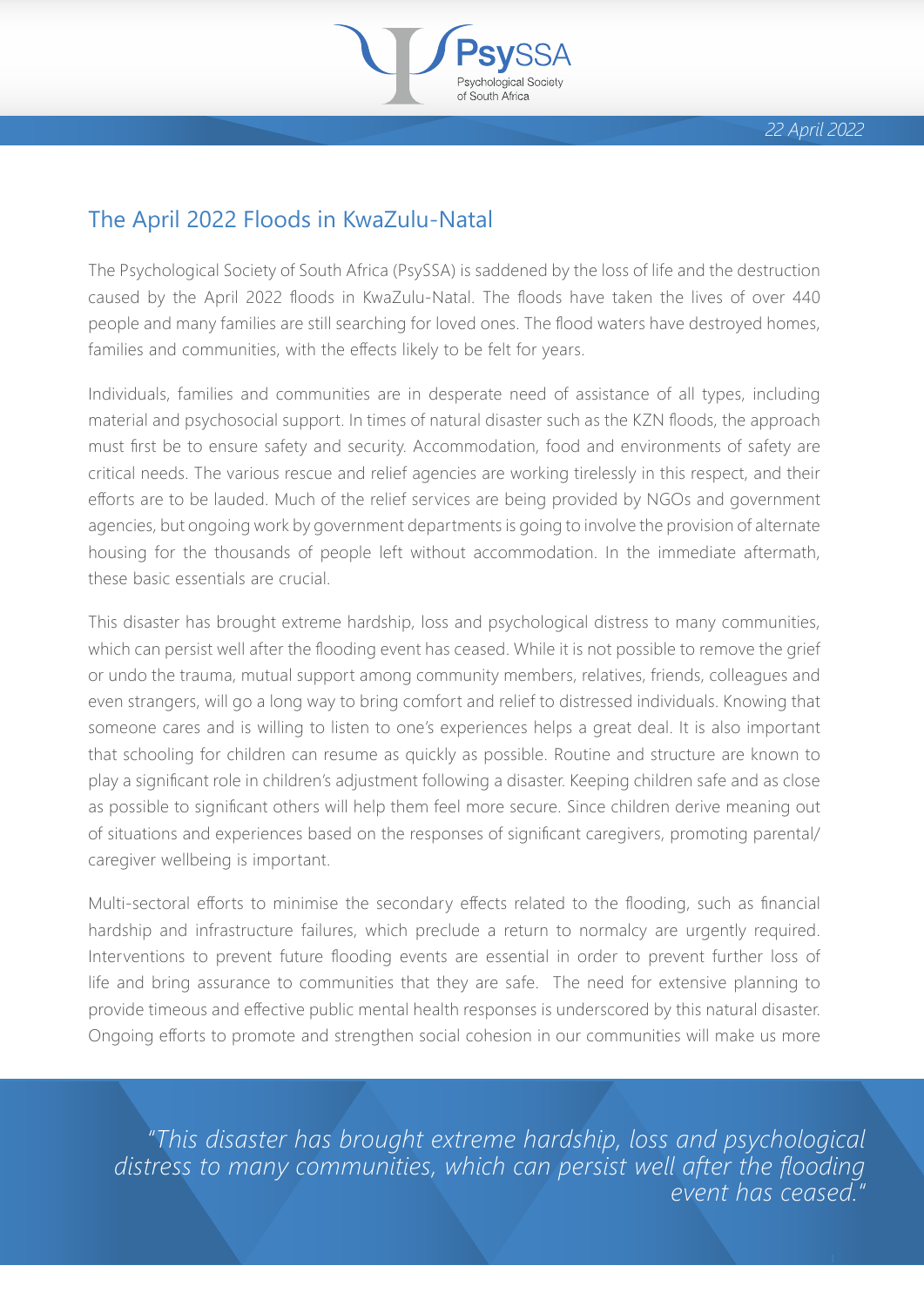22 April 2022

## The April 2022 Floods in KwaZulu-Natal

The Psychological Society of South Africa (PsySSA) is saddened by the loss of life and the destruction caused by the April 2022 floods in KwaZulu-Natal. The floods have taken the lives of over 440 people and many families are still searching for loved ones. The flood waters have destroyed homes, families and communities, with the effects likely to be felt for years.

Individuals, families and communities are in desperate need of assistance of all types, including material and psychosocial support. In times of natural disaster such as the KZN floods, the approach must first be to ensure safety and security. Accommodation, food and environments of safety are critical needs. The various rescue and relief agencies are working tirelessly in this respect, and their efforts are to be lauded. Much of the relief services are being provided by NGOs and government agencies, but ongoing work by government departments is going to involve the provision of alternate housing for the thousands of people left without accommodation. In the immediate aftermath, these basic essentials are crucial.

This disaster has brought extreme hardship, loss and psychological distress to many communities, which can persist well after the flooding event has ceased. While it is not possible to remove the grief or undo the trauma, mutual support among community members, relatives, friends, colleagues and even strangers, will go a long way to bring comfort and relief to distressed individuals. Knowing that someone cares and is willing to listen to one's experiences helps a great deal. It is also important that schooling for children can resume as quickly as possible. Routine and structure are known to play a significant role in children's adjustment following a disaster. Keeping children safe and as close as possible to significant others will help them feel more secure. Since children derive meaning out of situations and experiences based on the responses of significant caregivers, promoting parental/caregiver wellbeing is important.

Multi-sectoral efforts to minimise the secondary effects related to the flooding, such as financial hardship and infrastructure failures, which preclude a return to normalcy are urgently required. Interventions to prevent future flooding events are essential in order to prevent further loss of life and bring assurance to communities that they are safe. The need for extensive planning to provide timeous and effective public mental health responses is underscored by this natural disaster. Ongoing efforts to promote and strengthen social cohesion in our communities will make us more

> *"This disaster has brought extreme hardship, loss and psychological distress to many communities, which can persist well after the flooding event has ceased."*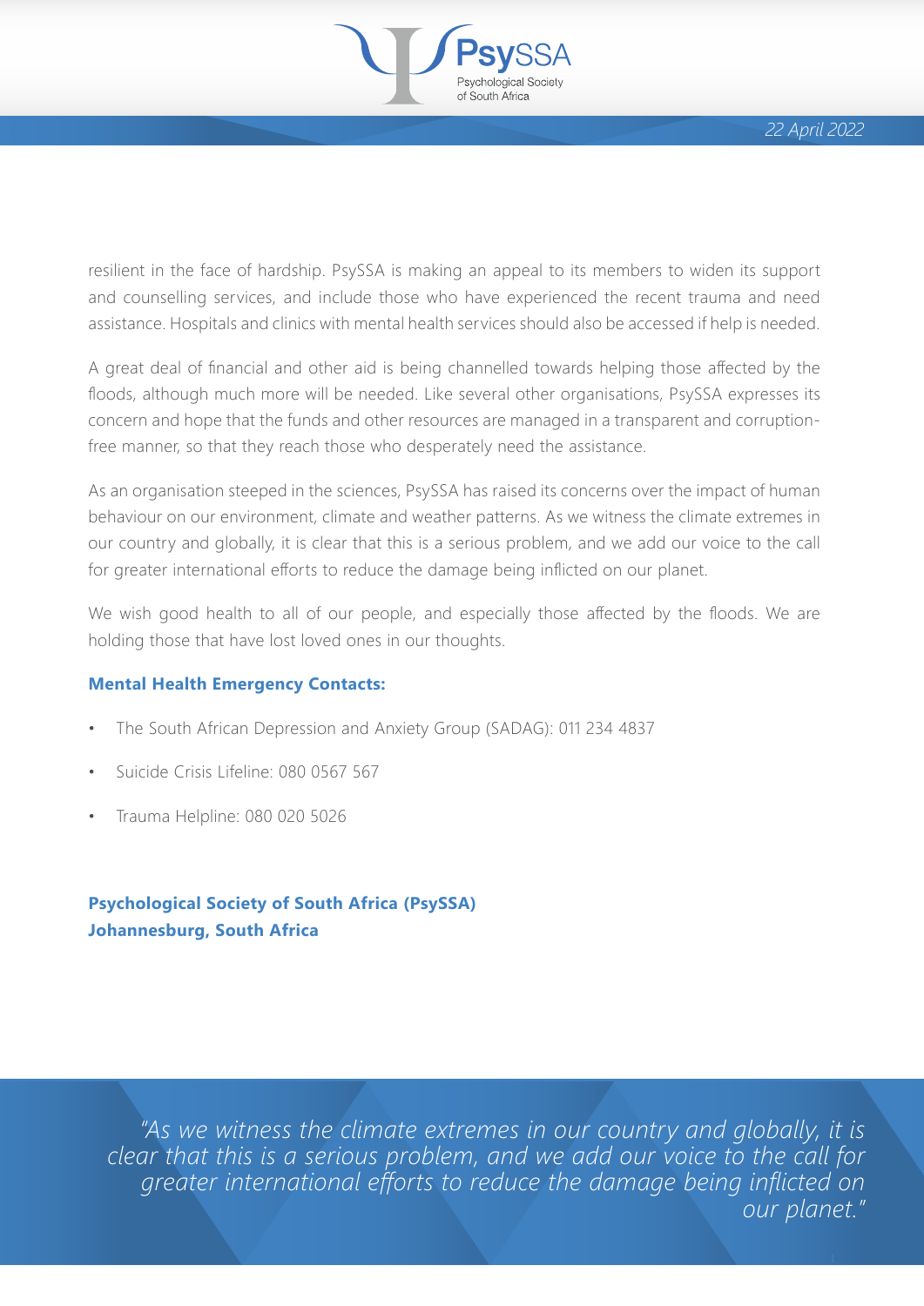resilient in the face of hardship. PsySSA is making an appeal to its members to widen its support and counselling services, and include those who have experienced the recent trauma and need assistance. Hospitals and clinics with mental health services should also be accessed if help is needed.

A great deal of financial and other aid is being channelled towards helping those affected by the floods, although much more will be needed. Like several other organisations, PsySSA expresses its concern and hope that the funds and other resources are managed in a transparent and corruption-free manner, so that they reach those who desperately need the assistance.

As an organisation steeped in the sciences, PsySSA has raised its concerns over the impact of human behaviour on our environment, climate and weather patterns. As we witness the climate extremes in our country and globally, it is clear that this is a serious problem, and we add our voice to the call for greater international efforts to reduce the damage being inflicted on our planet.

We wish good health to all of our people, and especially those affected by the floods. We are holding those that have lost loved ones in our thoughts.

**Mental Health Emergency Contacts:**

- The South African Depression and Anxiety Group (SADAG): 011 234 4837
- Suicide Crisis Lifeline: 080 0567 567
- Trauma Helpline: 080 020 5026

**Psychological Society of South Africa (PsySSA)**
**Johannesburg, South Africa**

*"As we witness the climate extremes in our country and globally, it is clear that this is a serious problem, and we add our voice to the call for greater international efforts to reduce the damage being inflicted on our planet."*